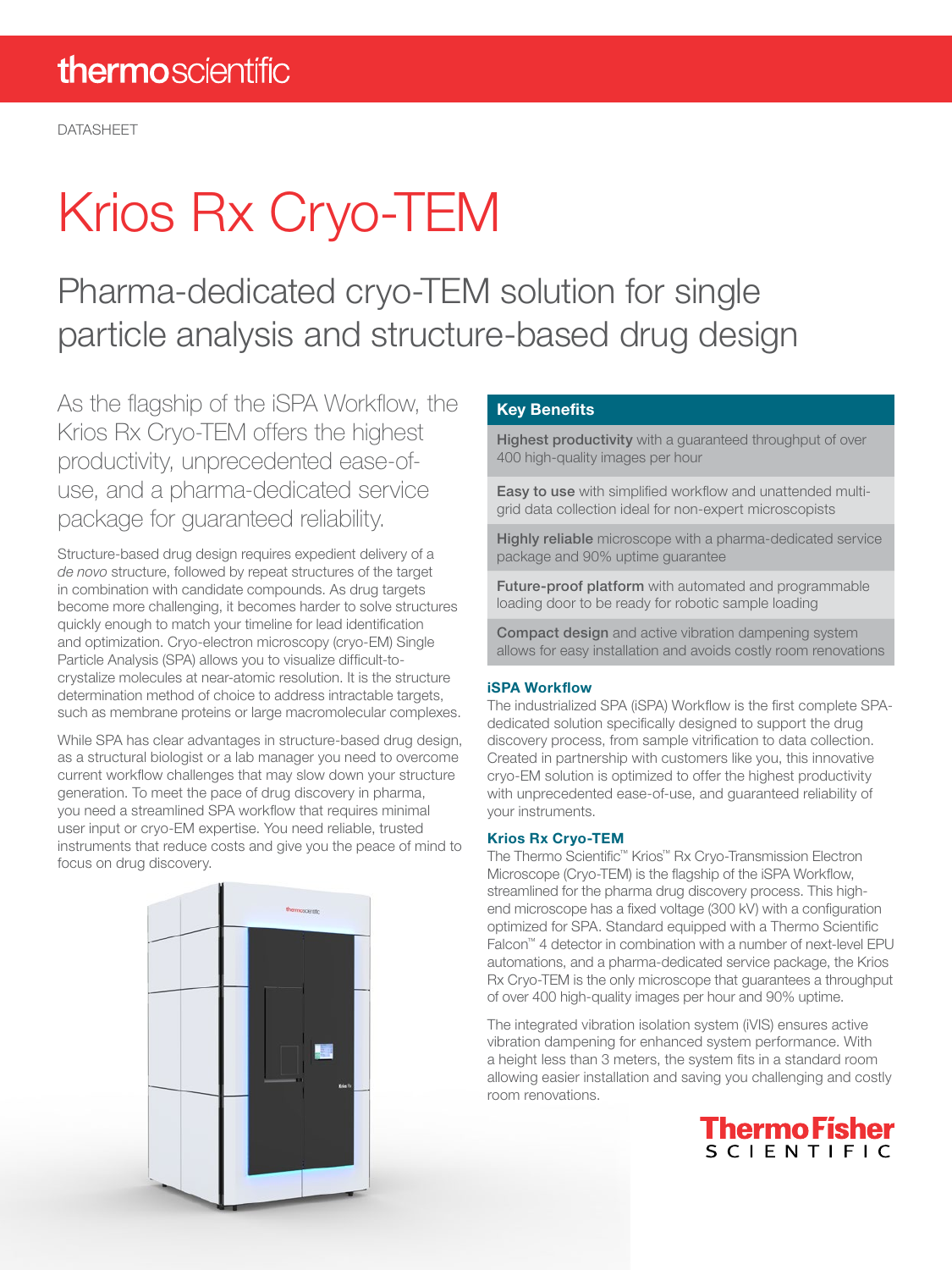thermoscientific

DATASHEET

# Krios Rx Cryo-TEM

## Pharma-dedicated cryo-TEM solution for single particle analysis and structure-based drug design

As the flagship of the iSPA Workflow, the Krios Rx Cryo-TEM offers the highest productivity, unprecedented ease-of-use, and a pharma-dedicated service package for guaranteed reliability.

Structure-based drug design requires expedient delivery of a *de novo* structure, followed by repeat structures of the target in combination with candidate compounds. As drug targets become more challenging, it becomes harder to solve structures quickly enough to match your timeline for lead identification and optimization. Cryo-electron microscopy (cryo-EM) Single Particle Analysis (SPA) allows you to visualize difficult-to-crystalize molecules at near-atomic resolution. It is the structure determination method of choice to address intractable targets, such as membrane proteins or large macromolecular complexes.

While SPA has clear advantages in structure-based drug design, as a structural biologist or a lab manager you need to overcome current workflow challenges that may slow down your structure generation. To meet the pace of drug discovery in pharma, you need a streamlined SPA workflow that requires minimal user input or cryo-EM expertise. You need reliable, trusted instruments that reduce costs and give you the peace of mind to focus on drug discovery.

### Key Benefits

**Highest productivity** with a guaranteed throughput of over 400 high-quality images per hour

**Easy to use** with simplified workflow and unattended multi-grid data collection ideal for non-expert microscopists

**Highly reliable** microscope with a pharma-dedicated service package and 90% uptime guarantee

**Future-proof platform** with automated and programmable loading door to be ready for robotic sample loading

**Compact design** and active vibration dampening system allows for easy installation and avoids costly room renovations

### iSPA Workflow

The industrialized SPA (iSPA) Workflow is the first complete SPA-dedicated solution specifically designed to support the drug discovery process, from sample vitrification to data collection. Created in partnership with customers like you, this innovative cryo-EM solution is optimized to offer the highest productivity with unprecedented ease-of-use, and guaranteed reliability of your instruments.

### Krios Rx Cryo-TEM

The Thermo Scientific™ Krios™ Rx Cryo-Transmission Electron Microscope (Cryo-TEM) is the flagship of the iSPA Workflow, streamlined for the pharma drug discovery process. This high-end microscope has a fixed voltage (300 kV) with a configuration optimized for SPA. Standard equipped with a Thermo Scientific Falcon™ 4 detector in combination with a number of next-level EPU automations, and a pharma-dedicated service package, the Krios Rx Cryo-TEM is the only microscope that guarantees a throughput of over 400 high-quality images per hour and 90% uptime.

The integrated vibration isolation system (iVIS) ensures active vibration dampening for enhanced system performance. With a height less than 3 meters, the system fits in a standard room allowing easier installation and saving you challenging and costly room renovations.

ThermoFisher SCIENTIFIC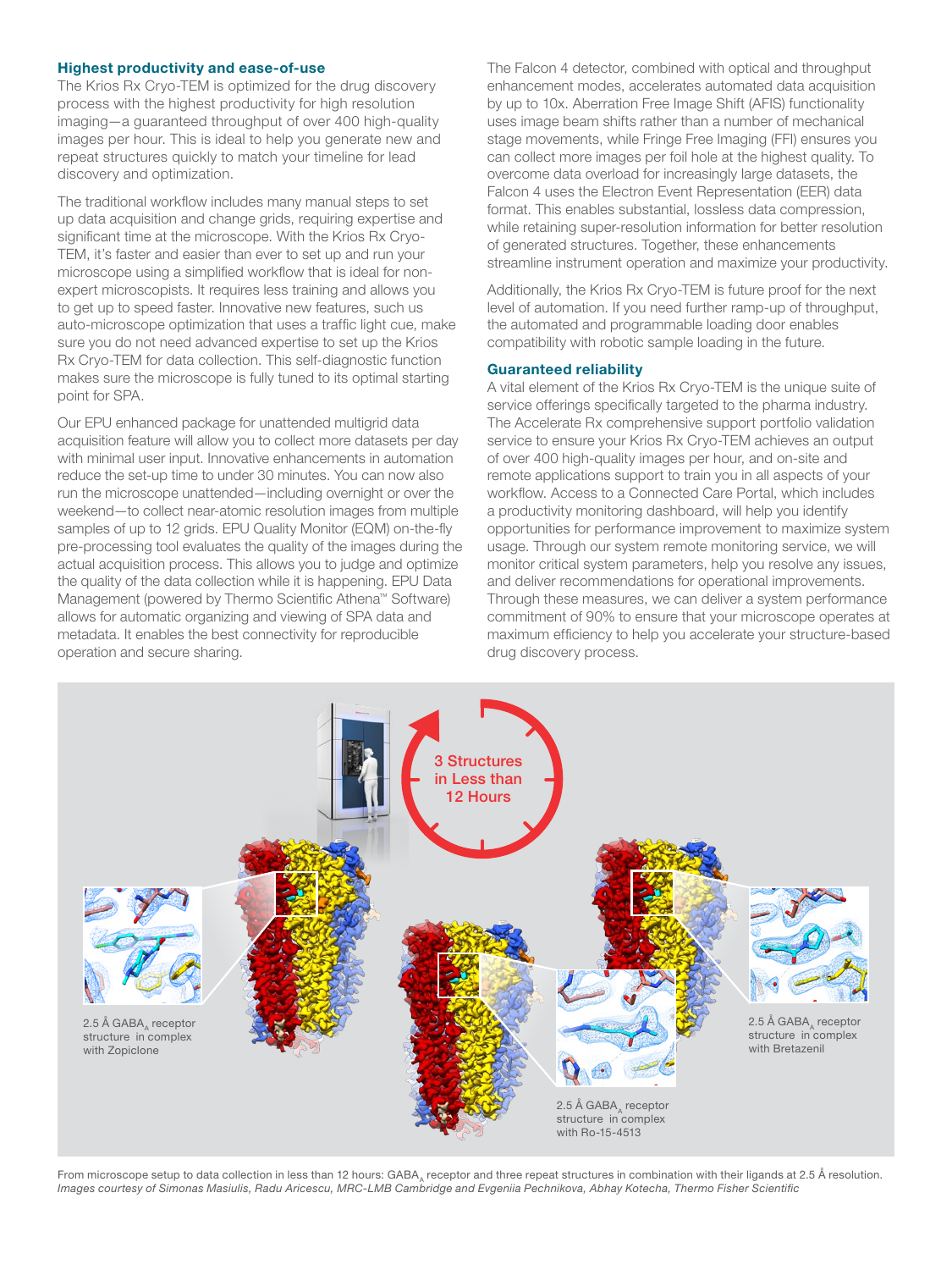## Highest productivity and ease-of-use

The Krios Rx Cryo-TEM is optimized for the drug discovery process with the highest productivity for high resolution imaging—a guaranteed throughput of over 400 high-quality images per hour. This is ideal to help you generate new and repeat structures quickly to match your timeline for lead discovery and optimization.

The traditional workflow includes many manual steps to set up data acquisition and change grids, requiring expertise and significant time at the microscope. With the Krios Rx Cryo-TEM, it's faster and easier than ever to set up and run your microscope using a simplified workflow that is ideal for non-expert microscopists. It requires less training and allows you to get up to speed faster. Innovative new features, such us auto-microscope optimization that uses a traffic light cue, make sure you do not need advanced expertise to set up the Krios Rx Cryo-TEM for data collection. This self-diagnostic function makes sure the microscope is fully tuned to its optimal starting point for SPA.

Our EPU enhanced package for unattended multigrid data acquisition feature will allow you to collect more datasets per day with minimal user input. Innovative enhancements in automation reduce the set-up time to under 30 minutes. You can now also run the microscope unattended—including overnight or over the weekend—to collect near-atomic resolution images from multiple samples of up to 12 grids. EPU Quality Monitor (EQM) on-the-fly pre-processing tool evaluates the quality of the images during the actual acquisition process. This allows you to judge and optimize the quality of the data collection while it is happening. EPU Data Management (powered by Thermo Scientific Athena™ Software) allows for automatic organizing and viewing of SPA data and metadata. It enables the best connectivity for reproducible operation and secure sharing.

The Falcon 4 detector, combined with optical and throughput enhancement modes, accelerates automated data acquisition by up to 10x. Aberration Free Image Shift (AFIS) functionality uses image beam shifts rather than a number of mechanical stage movements, while Fringe Free Imaging (FFI) ensures you can collect more images per foil hole at the highest quality. To overcome data overload for increasingly large datasets, the Falcon 4 uses the Electron Event Representation (EER) data format. This enables substantial, lossless data compression, while retaining super-resolution information for better resolution of generated structures. Together, these enhancements streamline instrument operation and maximize your productivity.

Additionally, the Krios Rx Cryo-TEM is future proof for the next level of automation. If you need further ramp-up of throughput, the automated and programmable loading door enables compatibility with robotic sample loading in the future.

## Guaranteed reliability

A vital element of the Krios Rx Cryo-TEM is the unique suite of service offerings specifically targeted to the pharma industry. The Accelerate Rx comprehensive support portfolio validation service to ensure your Krios Rx Cryo-TEM achieves an output of over 400 high-quality images per hour, and on-site and remote applications support to train you in all aspects of your workflow. Access to a Connected Care Portal, which includes a productivity monitoring dashboard, will help you identify opportunities for performance improvement to maximize system usage. Through our system remote monitoring service, we will monitor critical system parameters, help you resolve any issues, and deliver recommendations for operational improvements. Through these measures, we can deliver a system performance commitment of 90% to ensure that your microscope operates at maximum efficiency to help you accelerate your structure-based drug discovery process.

3 Structures in Less than 12 Hours

2.5 Å $GABA_A$ receptor structure in complex with Zopiclone

2.5 Å $GABA_A$ receptor structure in complex with Ro-15-4513

2.5 Å $GABA_A$ receptor structure in complex with Bretazenil

From microscope setup to data collection in less than 12 hours: $GABA_A$ receptor and three repeat structures in combination with their ligands at 2.5 Å resolution.
*Images courtesy of Simonas Masiulis, Radu Aricescu, MRC-LMB Cambridge and Evgeniia Pechnikova, Abhay Kotecha, Thermo Fisher Scientific*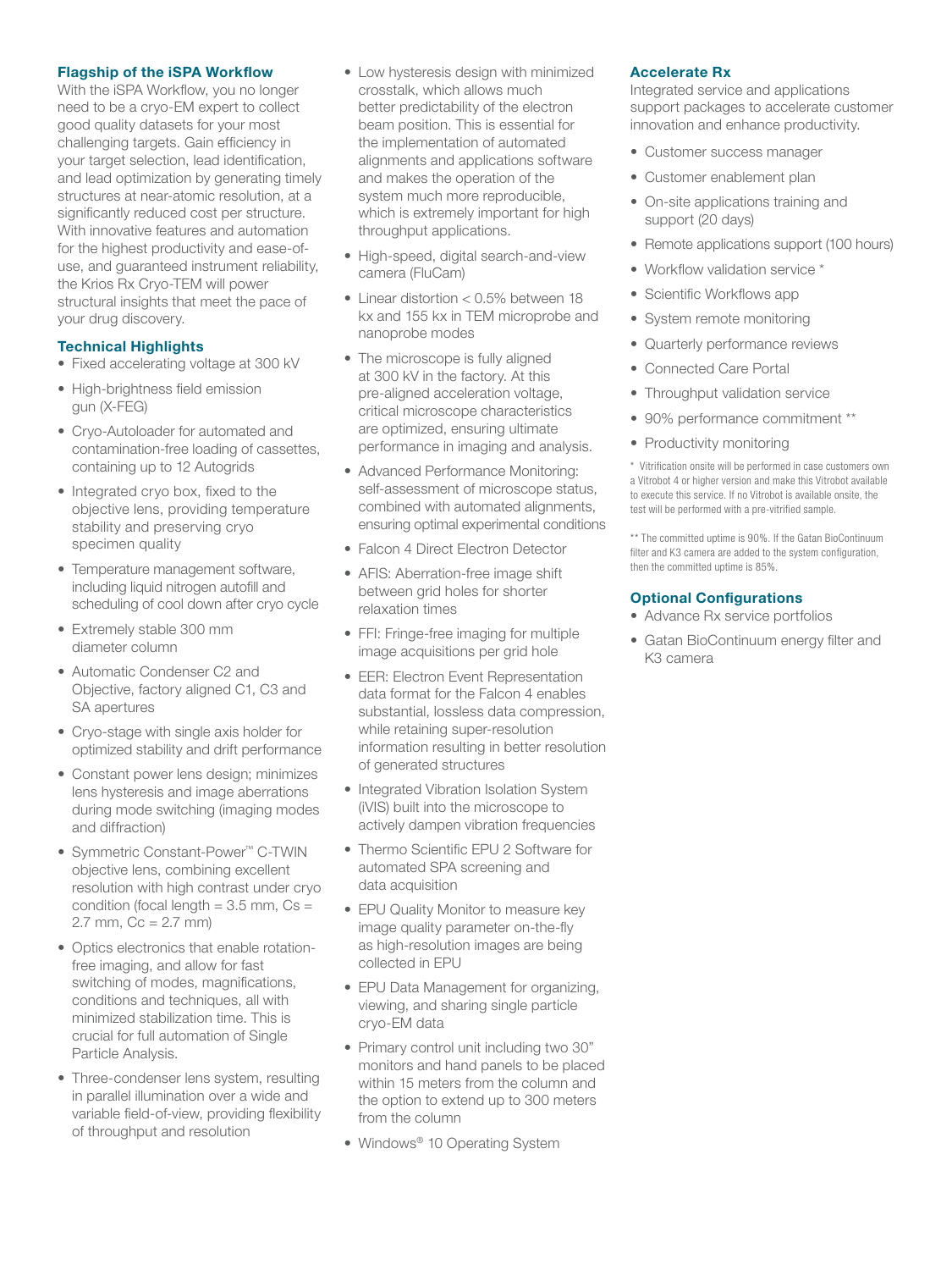## Flagship of the iSPA Workflow

With the iSPA Workflow, you no longer need to be a cryo-EM expert to collect good quality datasets for your most challenging targets. Gain efficiency in your target selection, lead identification, and lead optimization by generating timely structures at near-atomic resolution, at a significantly reduced cost per structure. With innovative features and automation for the highest productivity and ease-of-use, and guaranteed instrument reliability, the Krios Rx Cryo-TEM will power structural insights that meet the pace of your drug discovery.

## Technical Highlights

- Fixed accelerating voltage at 300 kV
- High-brightness field emission gun (X-FEG)
- Cryo-Autoloader for automated and contamination-free loading of cassettes, containing up to 12 Autogrids
- Integrated cryo box, fixed to the objective lens, providing temperature stability and preserving cryo specimen quality
- Temperature management software, including liquid nitrogen autofill and scheduling of cool down after cryo cycle
- Extremely stable 300 mm diameter column
- Automatic Condenser C2 and Objective, factory aligned C1, C3 and SA apertures
- Cryo-stage with single axis holder for optimized stability and drift performance
- Constant power lens design; minimizes lens hysteresis and image aberrations during mode switching (imaging modes and diffraction)
- Symmetric Constant-Power™ C-TWIN objective lens, combining excellent resolution with high contrast under cryo condition (focal length = 3.5 mm, Cs = 2.7 mm, Cc = 2.7 mm)
- Optics electronics that enable rotation-free imaging, and allow for fast switching of modes, magnifications, conditions and techniques, all with minimized stabilization time. This is crucial for full automation of Single Particle Analysis.
- Three-condenser lens system, resulting in parallel illumination over a wide and variable field-of-view, providing flexibility of throughput and resolution
- Low hysteresis design with minimized crosstalk, which allows much better predictability of the electron beam position. This is essential for the implementation of automated alignments and applications software and makes the operation of the system much more reproducible, which is extremely important for high throughput applications.
- High-speed, digital search-and-view camera (FluCam)
- Linear distortion < 0.5% between 18 kx and 155 kx in TEM microprobe and nanoprobe modes
- The microscope is fully aligned at 300 kV in the factory. At this pre-aligned acceleration voltage, critical microscope characteristics are optimized, ensuring ultimate performance in imaging and analysis.
- Advanced Performance Monitoring: self-assessment of microscope status, combined with automated alignments, ensuring optimal experimental conditions
- Falcon 4 Direct Electron Detector
- AFIS: Aberration-free image shift between grid holes for shorter relaxation times
- FFI: Fringe-free imaging for multiple image acquisitions per grid hole
- EER: Electron Event Representation data format for the Falcon 4 enables substantial, lossless data compression, while retaining super-resolution information resulting in better resolution of generated structures
- Integrated Vibration Isolation System (iVIS) built into the microscope to actively dampen vibration frequencies
- Thermo Scientific EPU 2 Software for automated SPA screening and data acquisition
- EPU Quality Monitor to measure key image quality parameter on-the-fly as high-resolution images are being collected in EPU
- EPU Data Management for organizing, viewing, and sharing single particle cryo-EM data
- Primary control unit including two 30" monitors and hand panels to be placed within 15 meters from the column and the option to extend up to 300 meters from the column
- Windows® 10 Operating System

## Accelerate Rx

Integrated service and applications support packages to accelerate customer innovation and enhance productivity.

- Customer success manager
- Customer enablement plan
- On-site applications training and support (20 days)
- Remote applications support (100 hours)
- Workflow validation service *
- Scientific Workflows app
- System remote monitoring
- Quarterly performance reviews
- Connected Care Portal
- Throughput validation service
- 90% performance commitment **
- Productivity monitoring

\* Vitrification onsite will be performed in case customers own a Vitrobot 4 or higher version and make this Vitrobot available to execute this service. If no Vitrobot is available onsite, the test will be performed with a pre-vitrified sample.

** The committed uptime is 90%. If the Gatan BioContinuum filter and K3 camera are added to the system configuration, then the committed uptime is 85%.

## Optional Configurations

- Advance Rx service portfolios
- Gatan BioContinuum energy filter and K3 camera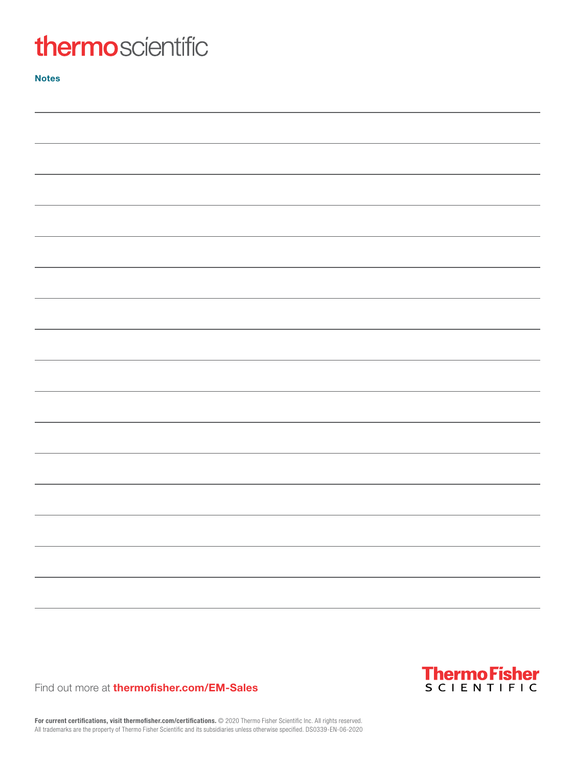thermoscientific

**Notes**

Find out more at **thermofisher.com/EM-Sales**

ThermoFisher SCIENTIFIC

**For current certifications, visit thermofisher.com/certifications.** © 2020 Thermo Fisher Scientific Inc. All rights reserved.
All trademarks are the property of Thermo Fisher Scientific and its subsidiaries unless otherwise specified. DS0339-EN-06-2020